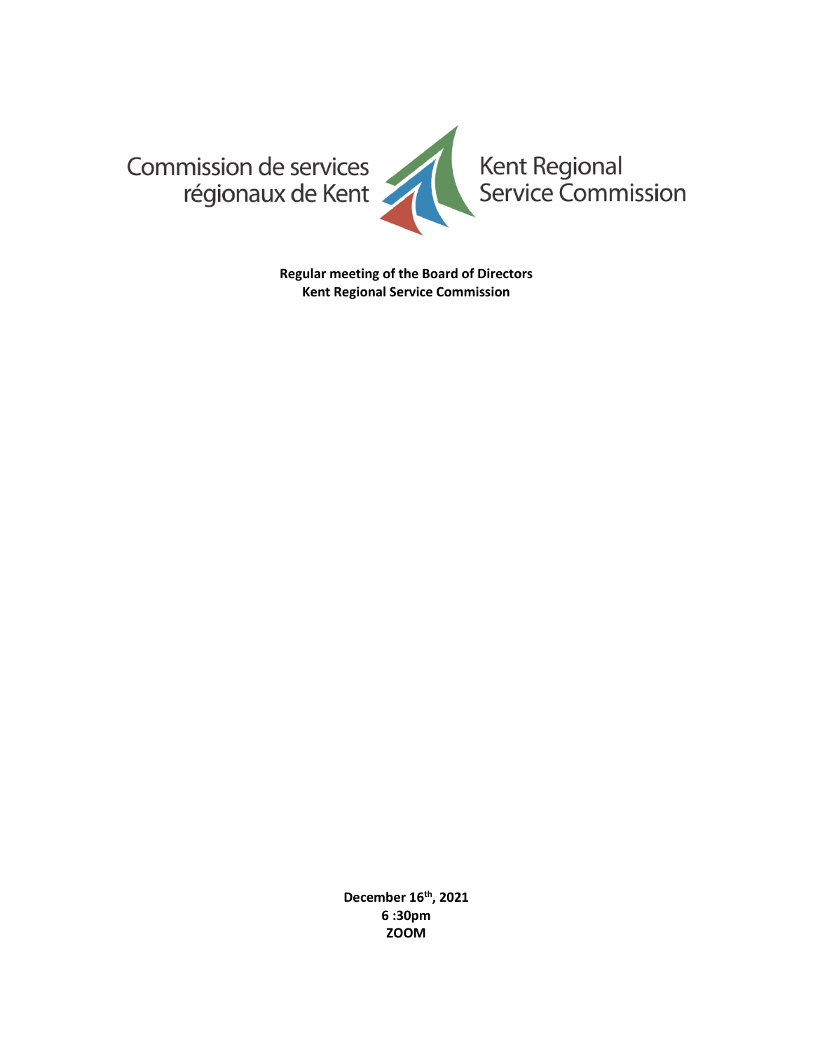Commission de services régionaux de Kent

Kent Regional Service Commission

**Regular meeting of the Board of Directors**
**Kent Regional Service Commission**

**December 16th, 2021**
**6 :30pm**
**ZOOM**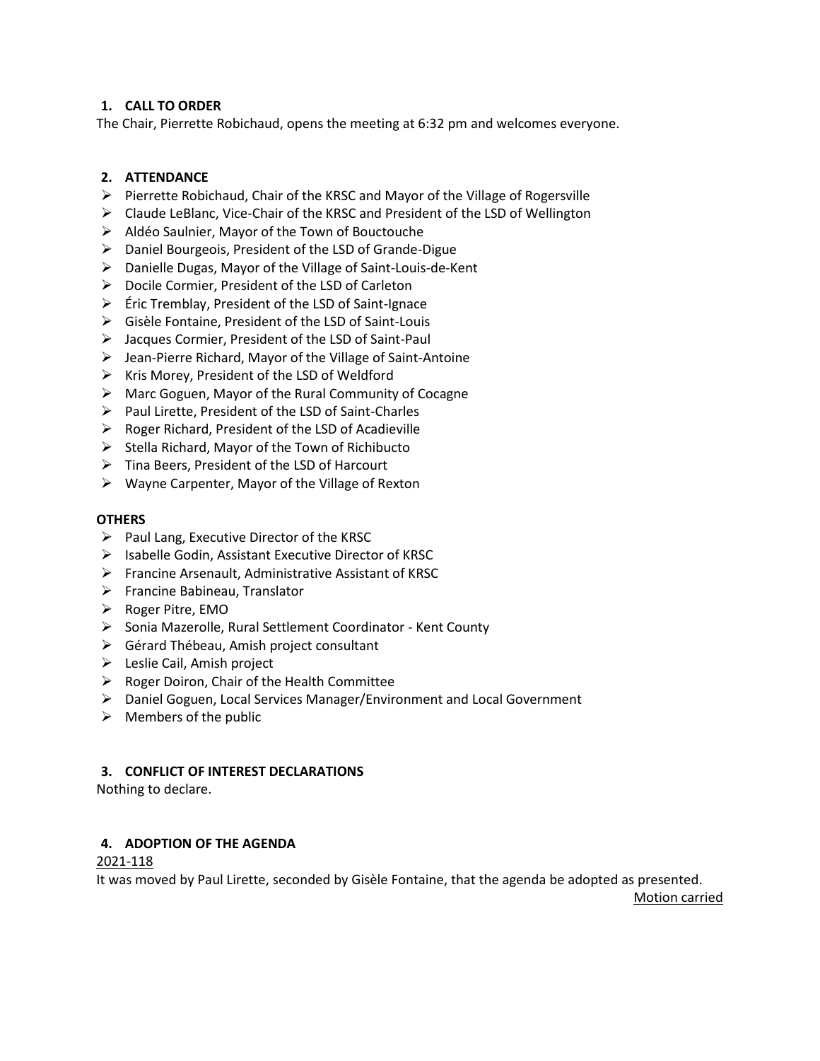## 1. CALL TO ORDER

The Chair, Pierrette Robichaud, opens the meeting at 6:32 pm and welcomes everyone.

## 2. ATTENDANCE

- Pierrette Robichaud, Chair of the KRSC and Mayor of the Village of Rogersville
- Claude LeBlanc, Vice-Chair of the KRSC and President of the LSD of Wellington
- Aldéo Saulnier, Mayor of the Town of Bouctouche
- Daniel Bourgeois, President of the LSD of Grande-Digue
- Danielle Dugas, Mayor of the Village of Saint-Louis-de-Kent
- Docile Cormier, President of the LSD of Carleton
- Éric Tremblay, President of the LSD of Saint-Ignace
- Gisèle Fontaine, President of the LSD of Saint-Louis
- Jacques Cormier, President of the LSD of Saint-Paul
- Jean-Pierre Richard, Mayor of the Village of Saint-Antoine
- Kris Morey, President of the LSD of Weldford
- Marc Goguen, Mayor of the Rural Community of Cocagne
- Paul Lirette, President of the LSD of Saint-Charles
- Roger Richard, President of the LSD of Acadieville
- Stella Richard, Mayor of the Town of Richibucto
- Tina Beers, President of the LSD of Harcourt
- Wayne Carpenter, Mayor of the Village of Rexton

### OTHERS

- Paul Lang, Executive Director of the KRSC
- Isabelle Godin, Assistant Executive Director of KRSC
- Francine Arsenault, Administrative Assistant of KRSC
- Francine Babineau, Translator
- Roger Pitre, EMO
- Sonia Mazerolle, Rural Settlement Coordinator - Kent County
- Gérard Thébeau, Amish project consultant
- Leslie Cail, Amish project
- Roger Doiron, Chair of the Health Committee
- Daniel Goguen, Local Services Manager/Environment and Local Government
- Members of the public

## 3. CONFLICT OF INTEREST DECLARATIONS

Nothing to declare.

## 4. ADOPTION OF THE AGENDA

2021-118

It was moved by Paul Lirette, seconded by Gisèle Fontaine, that the agenda be adopted as presented.

Motion carried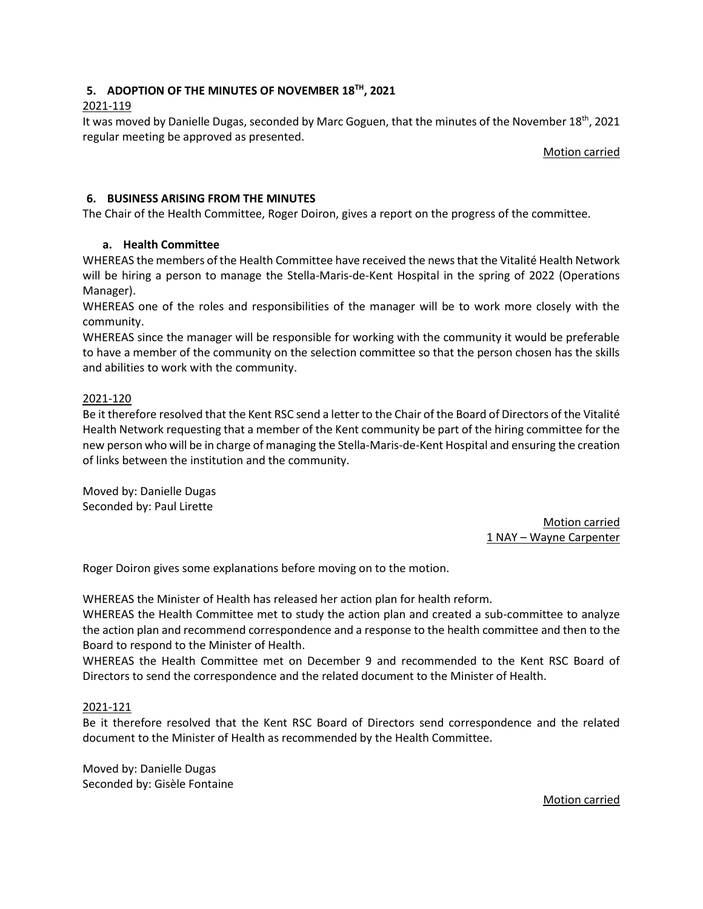## 5. ADOPTION OF THE MINUTES OF NOVEMBER 18TH, 2021

2021-119

It was moved by Danielle Dugas, seconded by Marc Goguen, that the minutes of the November 18th, 2021 regular meeting be approved as presented.

Motion carried

## 6. BUSINESS ARISING FROM THE MINUTES

The Chair of the Health Committee, Roger Doiron, gives a report on the progress of the committee.

### a. Health Committee

WHEREAS the members of the Health Committee have received the news that the Vitalité Health Network will be hiring a person to manage the Stella-Maris-de-Kent Hospital in the spring of 2022 (Operations Manager).

WHEREAS one of the roles and responsibilities of the manager will be to work more closely with the community.

WHEREAS since the manager will be responsible for working with the community it would be preferable to have a member of the community on the selection committee so that the person chosen has the skills and abilities to work with the community.

2021-120

Be it therefore resolved that the Kent RSC send a letter to the Chair of the Board of Directors of the Vitalité Health Network requesting that a member of the Kent community be part of the hiring committee for the new person who will be in charge of managing the Stella-Maris-de-Kent Hospital and ensuring the creation of links between the institution and the community.

Moved by: Danielle Dugas
Seconded by: Paul Lirette

Motion carried
1 NAY – Wayne Carpenter

Roger Doiron gives some explanations before moving on to the motion.

WHEREAS the Minister of Health has released her action plan for health reform.

WHEREAS the Health Committee met to study the action plan and created a sub-committee to analyze the action plan and recommend correspondence and a response to the health committee and then to the Board to respond to the Minister of Health.

WHEREAS the Health Committee met on December 9 and recommended to the Kent RSC Board of Directors to send the correspondence and the related document to the Minister of Health.

2021-121

Be it therefore resolved that the Kent RSC Board of Directors send correspondence and the related document to the Minister of Health as recommended by the Health Committee.

Moved by: Danielle Dugas
Seconded by: Gisèle Fontaine

Motion carried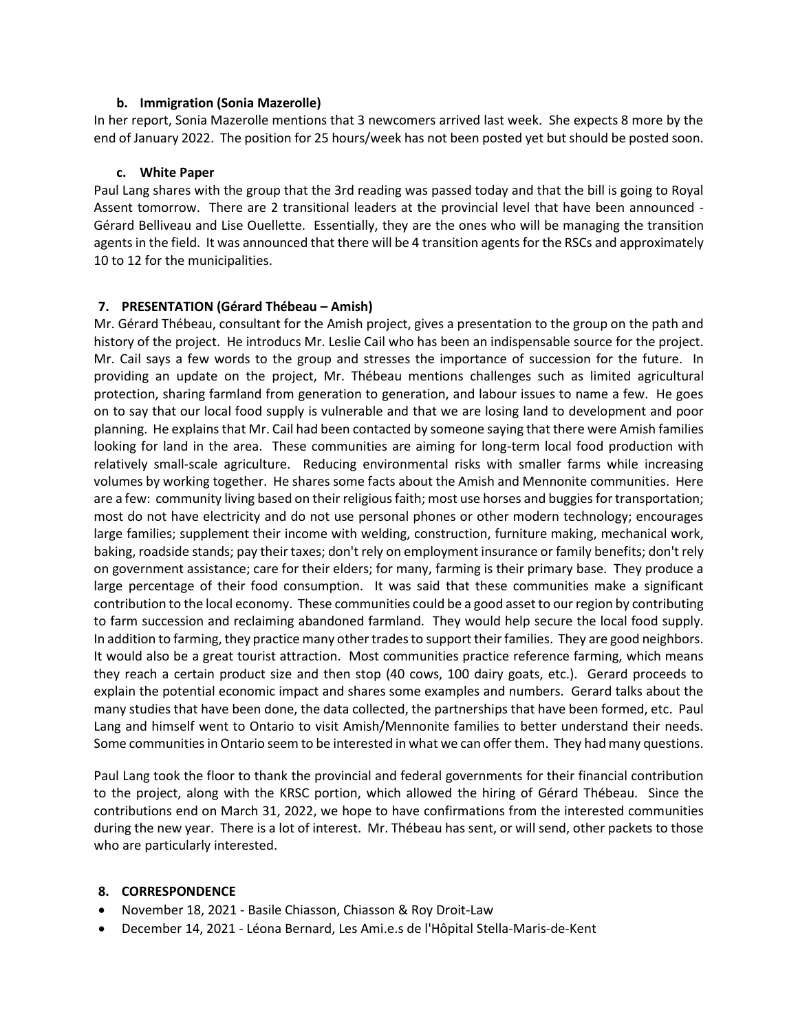### b. Immigration (Sonia Mazerolle)

In her report, Sonia Mazerolle mentions that 3 newcomers arrived last week. She expects 8 more by the end of January 2022. The position for 25 hours/week has not been posted yet but should be posted soon.

### c. White Paper

Paul Lang shares with the group that the 3rd reading was passed today and that the bill is going to Royal Assent tomorrow. There are 2 transitional leaders at the provincial level that have been announced - Gérard Belliveau and Lise Ouellette. Essentially, they are the ones who will be managing the transition agents in the field. It was announced that there will be 4 transition agents for the RSCs and approximately 10 to 12 for the municipalities.

## 7. PRESENTATION (Gérard Thébeau – Amish)

Mr. Gérard Thébeau, consultant for the Amish project, gives a presentation to the group on the path and history of the project. He introducs Mr. Leslie Cail who has been an indispensable source for the project. Mr. Cail says a few words to the group and stresses the importance of succession for the future. In providing an update on the project, Mr. Thébeau mentions challenges such as limited agricultural protection, sharing farmland from generation to generation, and labour issues to name a few. He goes on to say that our local food supply is vulnerable and that we are losing land to development and poor planning. He explains that Mr. Cail had been contacted by someone saying that there were Amish families looking for land in the area. These communities are aiming for long-term local food production with relatively small-scale agriculture. Reducing environmental risks with smaller farms while increasing volumes by working together. He shares some facts about the Amish and Mennonite communities. Here are a few: community living based on their religious faith; most use horses and buggies for transportation; most do not have electricity and do not use personal phones or other modern technology; encourages large families; supplement their income with welding, construction, furniture making, mechanical work, baking, roadside stands; pay their taxes; don't rely on employment insurance or family benefits; don't rely on government assistance; care for their elders; for many, farming is their primary base. They produce a large percentage of their food consumption. It was said that these communities make a significant contribution to the local economy. These communities could be a good asset to our region by contributing to farm succession and reclaiming abandoned farmland. They would help secure the local food supply. In addition to farming, they practice many other trades to support their families. They are good neighbors. It would also be a great tourist attraction. Most communities practice reference farming, which means they reach a certain product size and then stop (40 cows, 100 dairy goats, etc.). Gerard proceeds to explain the potential economic impact and shares some examples and numbers. Gerard talks about the many studies that have been done, the data collected, the partnerships that have been formed, etc. Paul Lang and himself went to Ontario to visit Amish/Mennonite families to better understand their needs. Some communities in Ontario seem to be interested in what we can offer them. They had many questions.

Paul Lang took the floor to thank the provincial and federal governments for their financial contribution to the project, along with the KRSC portion, which allowed the hiring of Gérard Thébeau. Since the contributions end on March 31, 2022, we hope to have confirmations from the interested communities during the new year. There is a lot of interest. Mr. Thébeau has sent, or will send, other packets to those who are particularly interested.

## 8. CORRESPONDENCE

- November 18, 2021 - Basile Chiasson, Chiasson & Roy Droit-Law
- December 14, 2021 - Léona Bernard, Les Ami.e.s de l'Hôpital Stella-Maris-de-Kent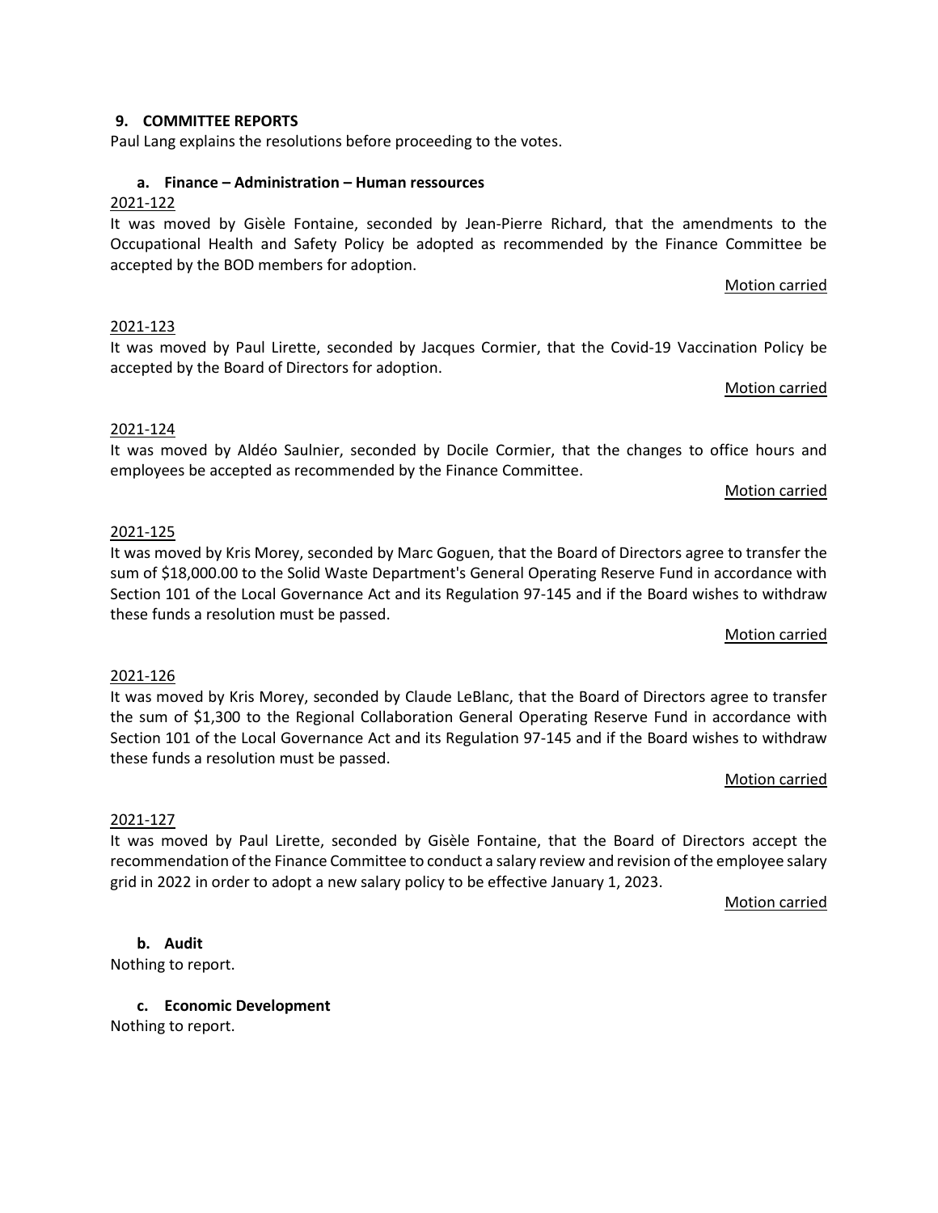## 9. COMMITTEE REPORTS

Paul Lang explains the resolutions before proceeding to the votes.

### a. Finance – Administration – Human ressources

2021-122

It was moved by Gisèle Fontaine, seconded by Jean-Pierre Richard, that the amendments to the Occupational Health and Safety Policy be adopted as recommended by the Finance Committee be accepted by the BOD members for adoption.

Motion carried

2021-123

It was moved by Paul Lirette, seconded by Jacques Cormier, that the Covid-19 Vaccination Policy be accepted by the Board of Directors for adoption.

Motion carried

2021-124

It was moved by Aldéo Saulnier, seconded by Docile Cormier, that the changes to office hours and employees be accepted as recommended by the Finance Committee.

Motion carried

2021-125

It was moved by Kris Morey, seconded by Marc Goguen, that the Board of Directors agree to transfer the sum of $18,000.00 to the Solid Waste Department's General Operating Reserve Fund in accordance with Section 101 of the Local Governance Act and its Regulation 97-145 and if the Board wishes to withdraw these funds a resolution must be passed.

Motion carried

2021-126

It was moved by Kris Morey, seconded by Claude LeBlanc, that the Board of Directors agree to transfer the sum of $1,300 to the Regional Collaboration General Operating Reserve Fund in accordance with Section 101 of the Local Governance Act and its Regulation 97-145 and if the Board wishes to withdraw these funds a resolution must be passed.

Motion carried

2021-127

It was moved by Paul Lirette, seconded by Gisèle Fontaine, that the Board of Directors accept the recommendation of the Finance Committee to conduct a salary review and revision of the employee salary grid in 2022 in order to adopt a new salary policy to be effective January 1, 2023.

Motion carried

### b. Audit

Nothing to report.

### c. Economic Development

Nothing to report.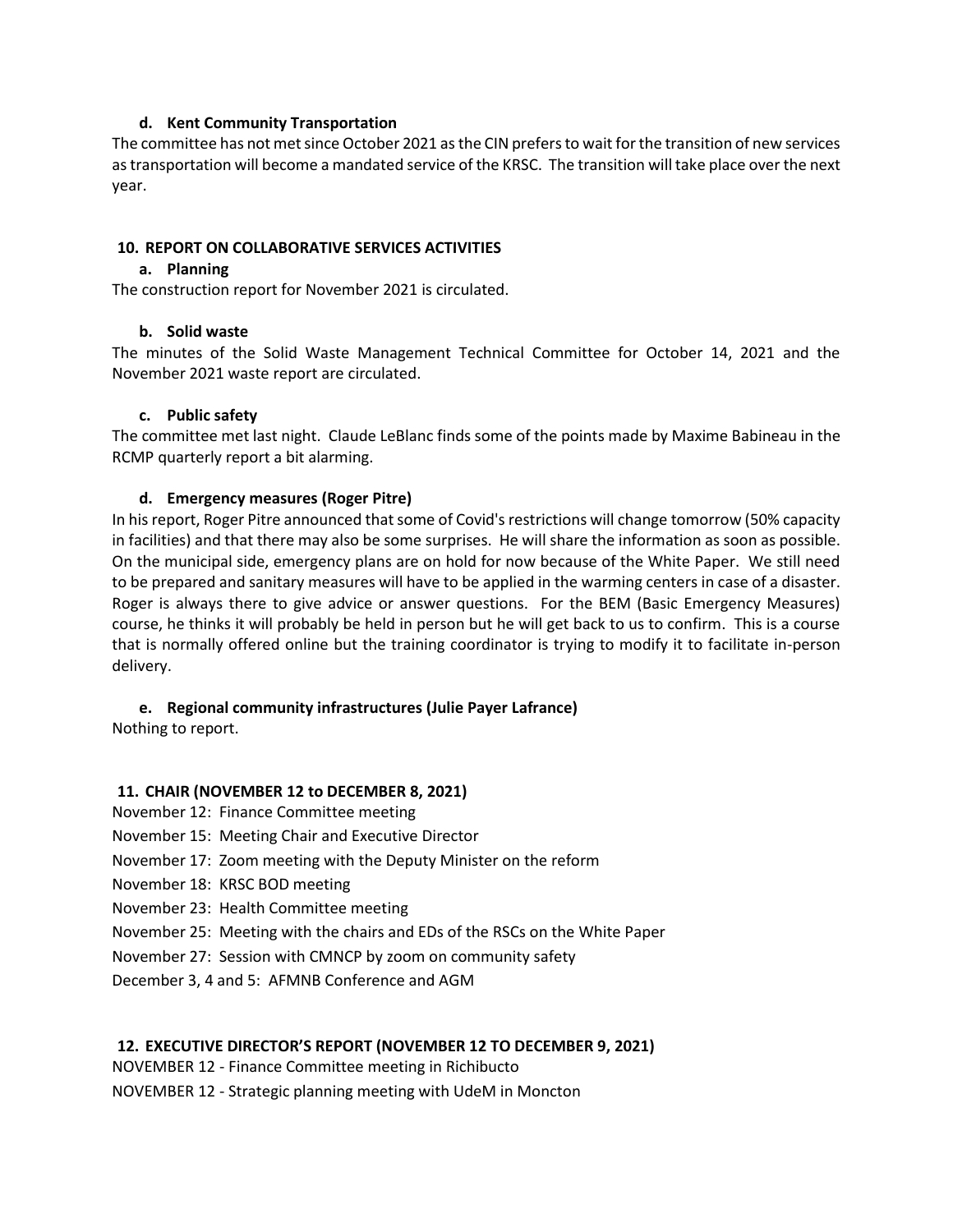**d. Kent Community Transportation**

The committee has not met since October 2021 as the CIN prefers to wait for the transition of new services as transportation will become a mandated service of the KRSC. The transition will take place over the next year.

## 10. REPORT ON COLLABORATIVE SERVICES ACTIVITIES

**a. Planning**

The construction report for November 2021 is circulated.

**b. Solid waste**

The minutes of the Solid Waste Management Technical Committee for October 14, 2021 and the November 2021 waste report are circulated.

**c. Public safety**

The committee met last night. Claude LeBlanc finds some of the points made by Maxime Babineau in the RCMP quarterly report a bit alarming.

**d. Emergency measures (Roger Pitre)**

In his report, Roger Pitre announced that some of Covid's restrictions will change tomorrow (50% capacity in facilities) and that there may also be some surprises. He will share the information as soon as possible. On the municipal side, emergency plans are on hold for now because of the White Paper. We still need to be prepared and sanitary measures will have to be applied in the warming centers in case of a disaster. Roger is always there to give advice or answer questions. For the BEM (Basic Emergency Measures) course, he thinks it will probably be held in person but he will get back to us to confirm. This is a course that is normally offered online but the training coordinator is trying to modify it to facilitate in-person delivery.

**e. Regional community infrastructures (Julie Payer Lafrance)**

Nothing to report.

## 11. CHAIR (NOVEMBER 12 to DECEMBER 8, 2021)

November 12: Finance Committee meeting
November 15: Meeting Chair and Executive Director
November 17: Zoom meeting with the Deputy Minister on the reform
November 18: KRSC BOD meeting
November 23: Health Committee meeting
November 25: Meeting with the chairs and EDs of the RSCs on the White Paper
November 27: Session with CMNCP by zoom on community safety
December 3, 4 and 5: AFMNB Conference and AGM

## 12. EXECUTIVE DIRECTOR'S REPORT (NOVEMBER 12 TO DECEMBER 9, 2021)

NOVEMBER 12 - Finance Committee meeting in Richibucto
NOVEMBER 12 - Strategic planning meeting with UdeM in Moncton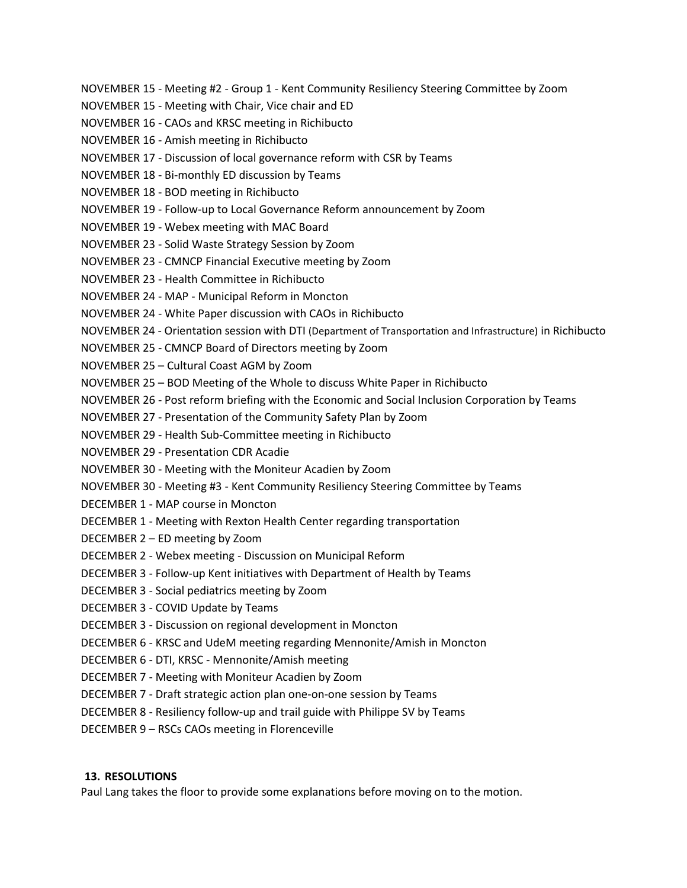NOVEMBER 15 - Meeting #2 - Group 1 - Kent Community Resiliency Steering Committee by Zoom
NOVEMBER 15 - Meeting with Chair, Vice chair and ED
NOVEMBER 16 - CAOs and KRSC meeting in Richibucto
NOVEMBER 16 - Amish meeting in Richibucto
NOVEMBER 17 - Discussion of local governance reform with CSR by Teams
NOVEMBER 18 - Bi-monthly ED discussion by Teams
NOVEMBER 18 - BOD meeting in Richibucto
NOVEMBER 19 - Follow-up to Local Governance Reform announcement by Zoom
NOVEMBER 19 - Webex meeting with MAC Board
NOVEMBER 23 - Solid Waste Strategy Session by Zoom
NOVEMBER 23 - CMNCP Financial Executive meeting by Zoom
NOVEMBER 23 - Health Committee in Richibucto
NOVEMBER 24 - MAP - Municipal Reform in Moncton
NOVEMBER 24 - White Paper discussion with CAOs in Richibucto
NOVEMBER 24 - Orientation session with DTI (Department of Transportation and Infrastructure) in Richibucto
NOVEMBER 25 - CMNCP Board of Directors meeting by Zoom
NOVEMBER 25 – Cultural Coast AGM by Zoom
NOVEMBER 25 – BOD Meeting of the Whole to discuss White Paper in Richibucto
NOVEMBER 26 - Post reform briefing with the Economic and Social Inclusion Corporation by Teams
NOVEMBER 27 - Presentation of the Community Safety Plan by Zoom
NOVEMBER 29 - Health Sub-Committee meeting in Richibucto
NOVEMBER 29 - Presentation CDR Acadie
NOVEMBER 30 - Meeting with the Moniteur Acadien by Zoom
NOVEMBER 30 - Meeting #3 - Kent Community Resiliency Steering Committee by Teams
DECEMBER 1 - MAP course in Moncton
DECEMBER 1 - Meeting with Rexton Health Center regarding transportation
DECEMBER 2 – ED meeting by Zoom
DECEMBER 2 - Webex meeting - Discussion on Municipal Reform
DECEMBER 3 - Follow-up Kent initiatives with Department of Health by Teams
DECEMBER 3 - Social pediatrics meeting by Zoom
DECEMBER 3 - COVID Update by Teams
DECEMBER 3 - Discussion on regional development in Moncton
DECEMBER 6 - KRSC and UdeM meeting regarding Mennonite/Amish in Moncton
DECEMBER 6 - DTI, KRSC - Mennonite/Amish meeting
DECEMBER 7 - Meeting with Moniteur Acadien by Zoom
DECEMBER 7 - Draft strategic action plan one-on-one session by Teams
DECEMBER 8 - Resiliency follow-up and trail guide with Philippe SV by Teams
DECEMBER 9 – RSCs CAOs meeting in Florenceville

**13. RESOLUTIONS**

Paul Lang takes the floor to provide some explanations before moving on to the motion.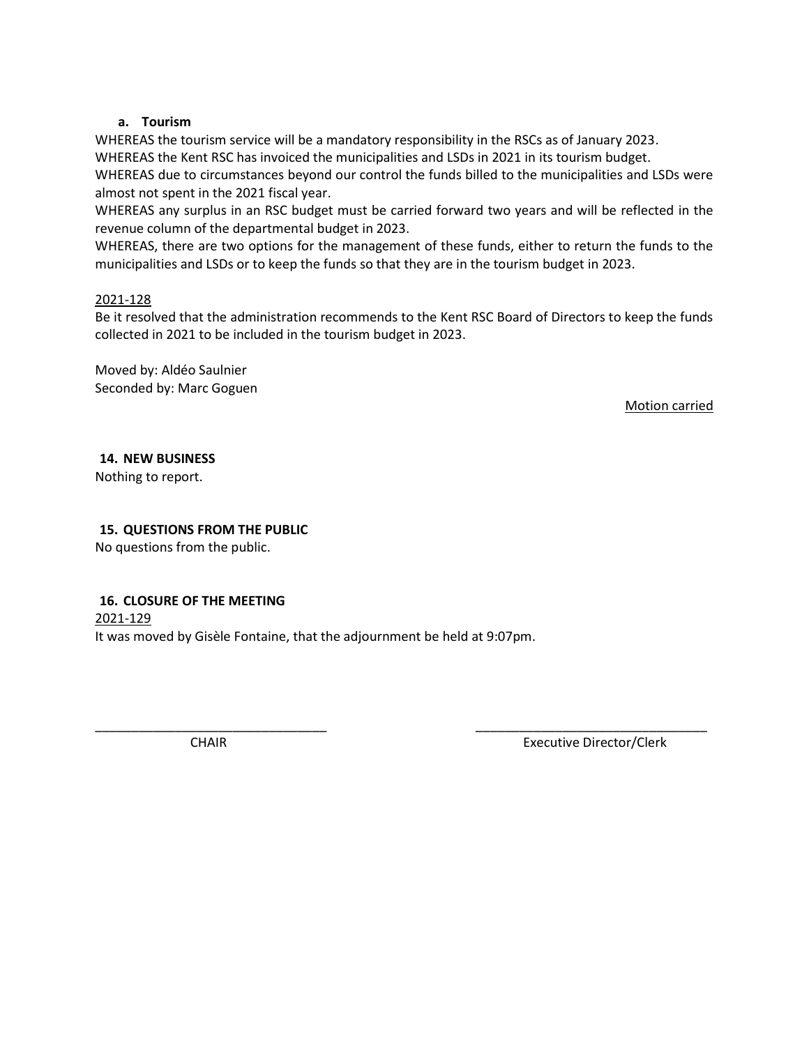### a. Tourism

WHEREAS the tourism service will be a mandatory responsibility in the RSCs as of January 2023.
WHEREAS the Kent RSC has invoiced the municipalities and LSDs in 2021 in its tourism budget.
WHEREAS due to circumstances beyond our control the funds billed to the municipalities and LSDs were almost not spent in the 2021 fiscal year.
WHEREAS any surplus in an RSC budget must be carried forward two years and will be reflected in the revenue column of the departmental budget in 2023.
WHEREAS, there are two options for the management of these funds, either to return the funds to the municipalities and LSDs or to keep the funds so that they are in the tourism budget in 2023.

2021-128
Be it resolved that the administration recommends to the Kent RSC Board of Directors to keep the funds collected in 2021 to be included in the tourism budget in 2023.

Moved by: Aldéo Saulnier
Seconded by: Marc Goguen

Motion carried

## 14. NEW BUSINESS

Nothing to report.

## 15. QUESTIONS FROM THE PUBLIC

No questions from the public.

## 16. CLOSURE OF THE MEETING

2021-129
It was moved by Gisèle Fontaine, that the adjournment be held at 9:07pm.

_______________________________ CHAIR

_______________________________ Executive Director/Clerk